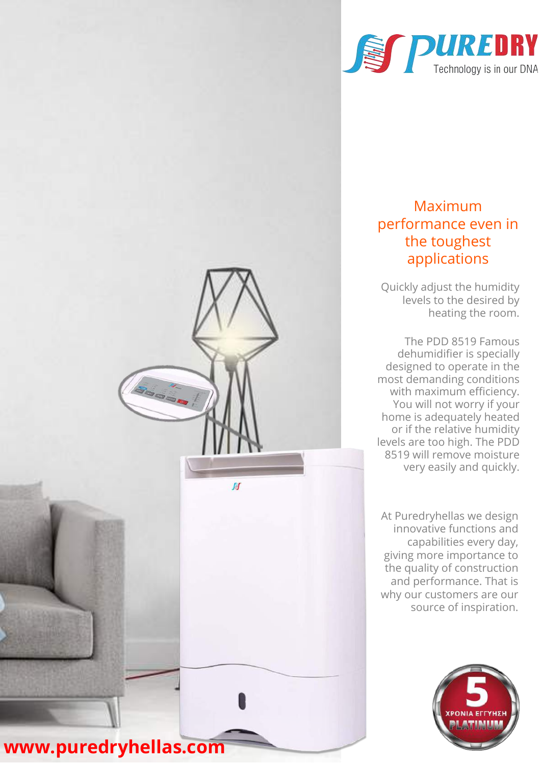# PUREDRY

Technology is in our DNA

## Maximum performance even in the toughest applications

Quickly adjust the humidity levels to the desired by heating the room.

The PDD 8519 Famous dehumidifier is specially designed to operate in the most demanding conditions with maximum efficiency. You will not worry if your home is adequately heated or if the relative humidity levels are too high. The PDD 8519 will remove moisture very easily and quickly.

At Puredryhellas we design innovative functions and capabilities every day, giving more importance to the quality of construction and performance. That is why our customers are our source of inspiration.

5 ΧΡΟΝΙΑ ΕΓΓΥΗΣΗ PLATINUM

**www.puredryhellas.com**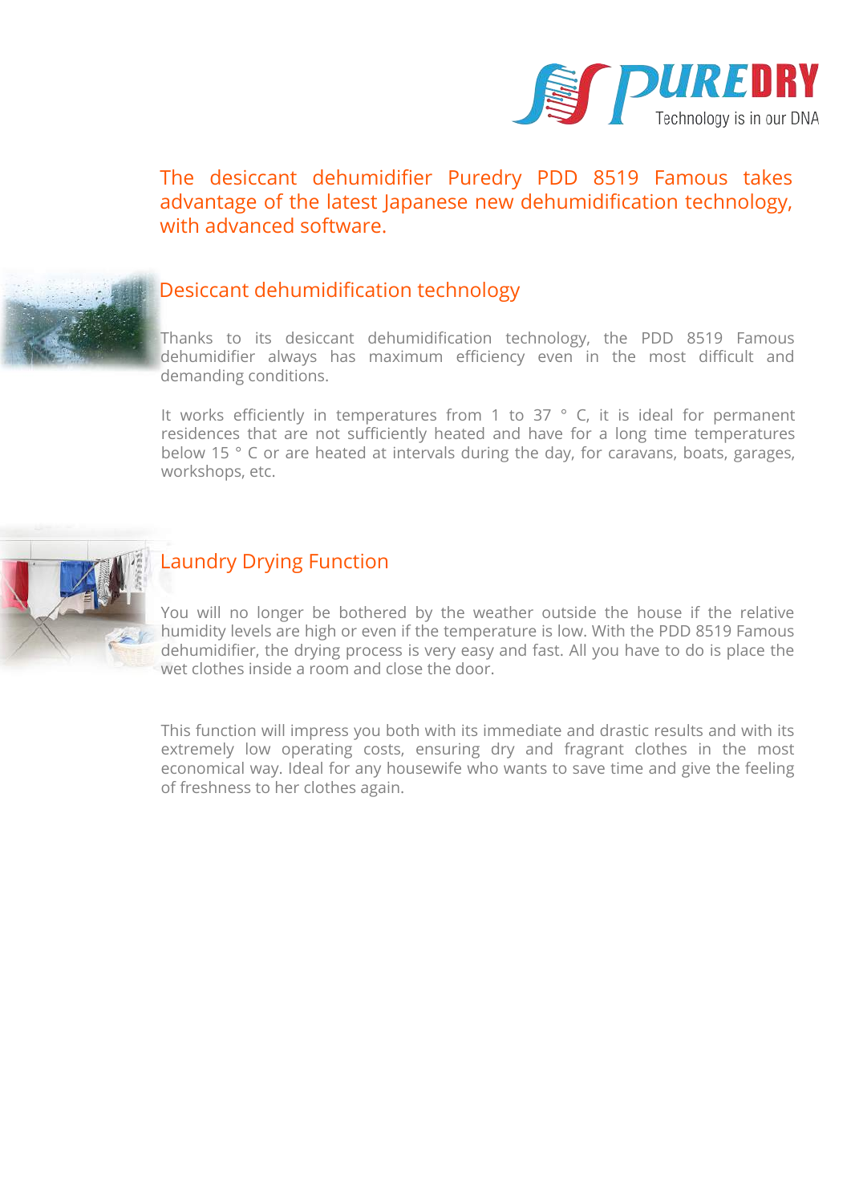The desiccant dehumidifier Puredry PDD 8519 Famous takes advantage of the latest Japanese new dehumidification technology, with advanced software.

## Desiccant dehumidification technology

Thanks to its desiccant dehumidification technology, the PDD 8519 Famous dehumidifier always has maximum efficiency even in the most difficult and demanding conditions.

It works efficiently in temperatures from 1 to 37 ° C, it is ideal for permanent residences that are not sufficiently heated and have for a long time temperatures below 15 ° C or are heated at intervals during the day, for caravans, boats, garages, workshops, etc.

## Laundry Drying Function

You will no longer be bothered by the weather outside the house if the relative humidity levels are high or even if the temperature is low. With the PDD 8519 Famous dehumidifier, the drying process is very easy and fast. All you have to do is place the wet clothes inside a room and close the door.

This function will impress you both with its immediate and drastic results and with its extremely low operating costs, ensuring dry and fragrant clothes in the most economical way. Ideal for any housewife who wants to save time and give the feeling of freshness to her clothes again.